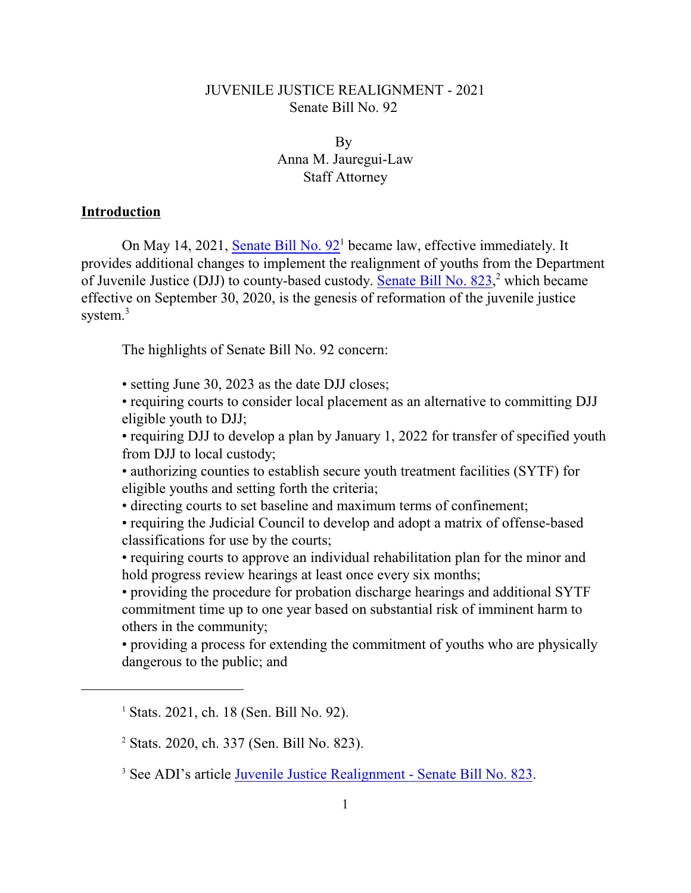# JUVENILE JUSTICE REALIGNMENT - 2021
## Senate Bill No. 92

By
Anna M. Jauregui-Law
Staff Attorney

## Introduction

On May 14, 2021, Senate Bill No. 92[1] became law, effective immediately. It provides additional changes to implement the realignment of youths from the Department of Juvenile Justice (DJJ) to county-based custody. Senate Bill No. 823,[2] which became effective on September 30, 2020, is the genesis of reformation of the juvenile justice system.[3]

The highlights of Senate Bill No. 92 concern:

- setting June 30, 2023 as the date DJJ closes;
- requiring courts to consider local placement as an alternative to committing DJJ eligible youth to DJJ;
- requiring DJJ to develop a plan by January 1, 2022 for transfer of specified youth from DJJ to local custody;
- authorizing counties to establish secure youth treatment facilities (SYTF) for eligible youths and setting forth the criteria;
- directing courts to set baseline and maximum terms of confinement;
- requiring the Judicial Council to develop and adopt a matrix of offense-based classifications for use by the courts;
- requiring courts to approve an individual rehabilitation plan for the minor and hold progress review hearings at least once every six months;
- providing the procedure for probation discharge hearings and additional SYTF commitment time up to one year based on substantial risk of imminent harm to others in the community;
- providing a process for extending the commitment of youths who are physically dangerous to the public; and

---

[1] Stats. 2021, ch. 18 (Sen. Bill No. 92).

[2] Stats. 2020, ch. 337 (Sen. Bill No. 823).

[3] See ADI's article Juvenile Justice Realignment - Senate Bill No. 823.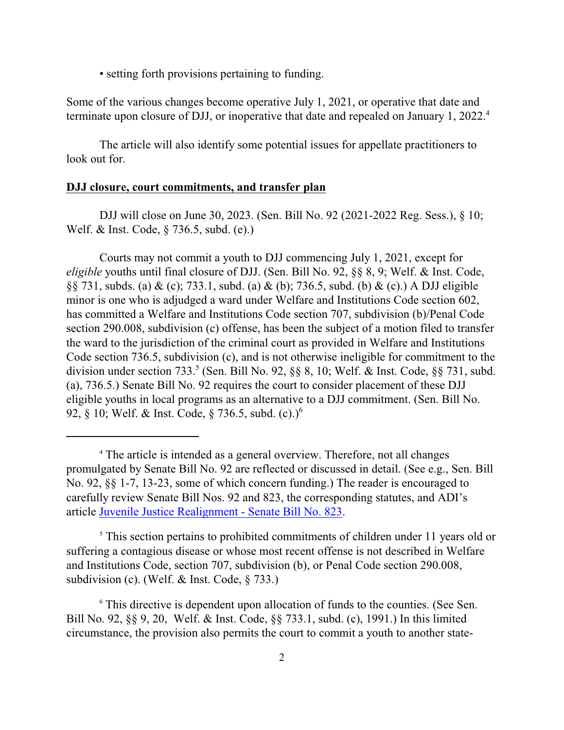- setting forth provisions pertaining to funding.

Some of the various changes become operative July 1, 2021, or operative that date and terminate upon closure of DJJ, or inoperative that date and repealed on January 1, 2022.[4]

The article will also identify some potential issues for appellate practitioners to look out for.

**DJJ closure, court commitments, and transfer plan**

DJJ will close on June 30, 2023. (Sen. Bill No. 92 (2021-2022 Reg. Sess.), § 10; Welf. & Inst. Code, § 736.5, subd. (e).)

Courts may not commit a youth to DJJ commencing July 1, 2021, except for *eligible* youths until final closure of DJJ. (Sen. Bill No. 92, §§ 8, 9; Welf. & Inst. Code, §§ 731, subds. (a) & (c); 733.1, subd. (a) & (b); 736.5, subd. (b) & (c).) A DJJ eligible minor is one who is adjudged a ward under Welfare and Institutions Code section 602, has committed a Welfare and Institutions Code section 707, subdivision (b)/Penal Code section 290.008, subdivision (c) offense, has been the subject of a motion filed to transfer the ward to the jurisdiction of the criminal court as provided in Welfare and Institutions Code section 736.5, subdivision (c), and is not otherwise ineligible for commitment to the division under section 733.[5] (Sen. Bill No. 92, §§ 8, 10; Welf. & Inst. Code, §§ 731, subd. (a), 736.5.) Senate Bill No. 92 requires the court to consider placement of these DJJ eligible youths in local programs as an alternative to a DJJ commitment. (Sen. Bill No. 92, § 10; Welf. & Inst. Code, § 736.5, subd. (c).)[6]

---

[4] The article is intended as a general overview. Therefore, not all changes promulgated by Senate Bill No. 92 are reflected or discussed in detail. (See e.g., Sen. Bill No. 92, §§ 1-7, 13-23, some of which concern funding.) The reader is encouraged to carefully review Senate Bill Nos. 92 and 823, the corresponding statutes, and ADI's article Juvenile Justice Realignment - Senate Bill No. 823.

[5] This section pertains to prohibited commitments of children under 11 years old or suffering a contagious disease or whose most recent offense is not described in Welfare and Institutions Code, section 707, subdivision (b), or Penal Code section 290.008, subdivision (c). (Welf. & Inst. Code, § 733.)

[6] This directive is dependent upon allocation of funds to the counties. (See Sen. Bill No. 92, §§ 9, 20, Welf. & Inst. Code, §§ 733.1, subd. (c), 1991.) In this limited circumstance, the provision also permits the court to commit a youth to another state-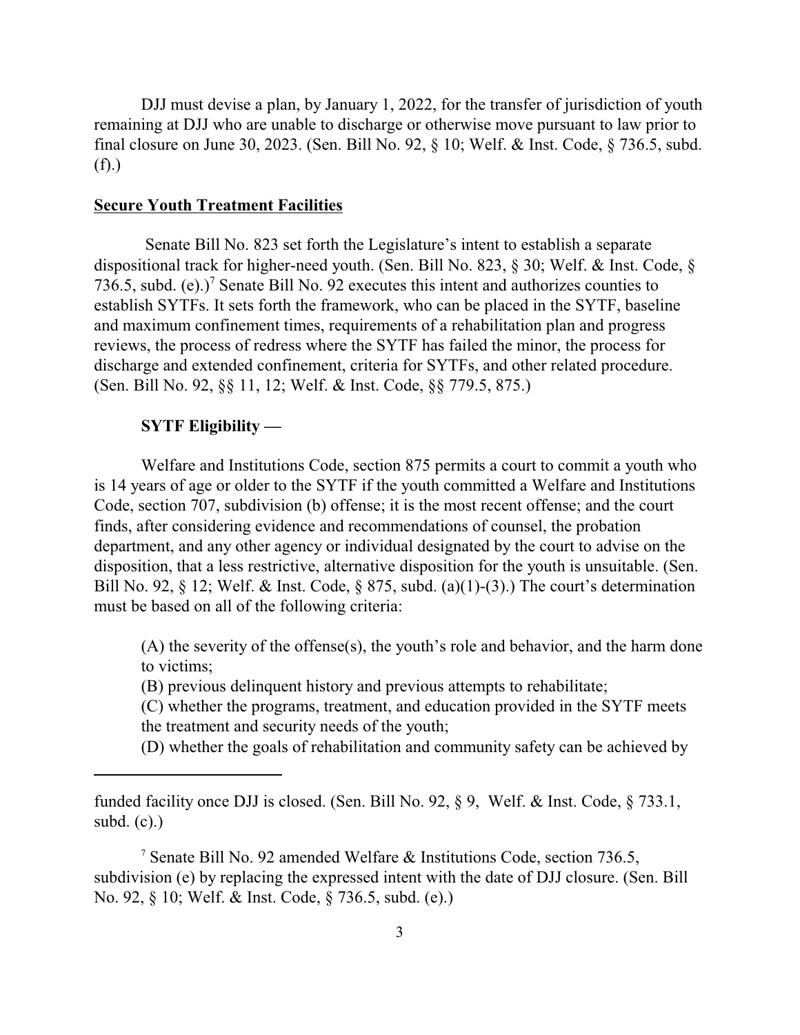DJJ must devise a plan, by January 1, 2022, for the transfer of jurisdiction of youth remaining at DJJ who are unable to discharge or otherwise move pursuant to law prior to final closure on June 30, 2023. (Sen. Bill No. 92, § 10; Welf. & Inst. Code, § 736.5, subd. (f).)

## Secure Youth Treatment Facilities

Senate Bill No. 823 set forth the Legislature's intent to establish a separate dispositional track for higher-need youth. (Sen. Bill No. 823, § 30; Welf. & Inst. Code, § 736.5, subd. (e).)[7] Senate Bill No. 92 executes this intent and authorizes counties to establish SYTFs. It sets forth the framework, who can be placed in the SYTF, baseline and maximum confinement times, requirements of a rehabilitation plan and progress reviews, the process of redress where the SYTF has failed the minor, the process for discharge and extended confinement, criteria for SYTFs, and other related procedure. (Sen. Bill No. 92, §§ 11, 12; Welf. & Inst. Code, §§ 779.5, 875.)

### SYTF Eligibility —

Welfare and Institutions Code, section 875 permits a court to commit a youth who is 14 years of age or older to the SYTF if the youth committed a Welfare and Institutions Code, section 707, subdivision (b) offense; it is the most recent offense; and the court finds, after considering evidence and recommendations of counsel, the probation department, and any other agency or individual designated by the court to advise on the disposition, that a less restrictive, alternative disposition for the youth is unsuitable. (Sen. Bill No. 92, § 12; Welf. & Inst. Code, § 875, subd. (a)(1)-(3).) The court's determination must be based on all of the following criteria:

(A) the severity of the offense(s), the youth's role and behavior, and the harm done to victims;
(B) previous delinquent history and previous attempts to rehabilitate;
(C) whether the programs, treatment, and education provided in the SYTF meets the treatment and security needs of the youth;
(D) whether the goals of rehabilitation and community safety can be achieved by

---

funded facility once DJJ is closed. (Sen. Bill No. 92, § 9, Welf. & Inst. Code, § 733.1, subd. (c).)

[7] Senate Bill No. 92 amended Welfare & Institutions Code, section 736.5, subdivision (e) by replacing the expressed intent with the date of DJJ closure. (Sen. Bill No. 92, § 10; Welf. & Inst. Code, § 736.5, subd. (e).)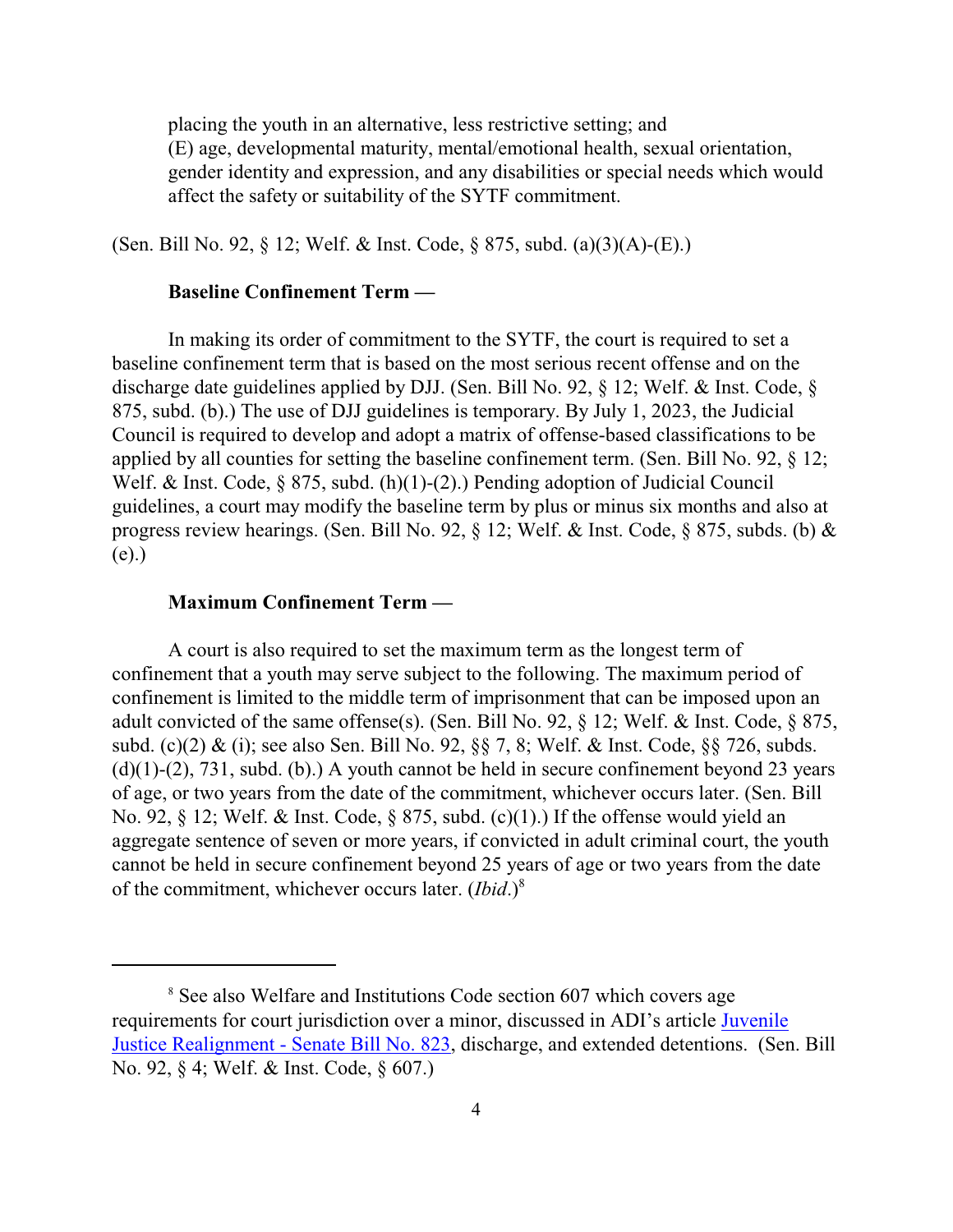placing the youth in an alternative, less restrictive setting; and
(E) age, developmental maturity, mental/emotional health, sexual orientation, gender identity and expression, and any disabilities or special needs which would affect the safety or suitability of the SYTF commitment.

(Sen. Bill No. 92, § 12; Welf. & Inst. Code, § 875, subd. (a)(3)(A)-(E).)

**Baseline Confinement Term —**

In making its order of commitment to the SYTF, the court is required to set a baseline confinement term that is based on the most serious recent offense and on the discharge date guidelines applied by DJJ. (Sen. Bill No. 92, § 12; Welf. & Inst. Code, § 875, subd. (b).) The use of DJJ guidelines is temporary. By July 1, 2023, the Judicial Council is required to develop and adopt a matrix of offense-based classifications to be applied by all counties for setting the baseline confinement term. (Sen. Bill No. 92, § 12; Welf. & Inst. Code, § 875, subd. (h)(1)-(2).) Pending adoption of Judicial Council guidelines, a court may modify the baseline term by plus or minus six months and also at progress review hearings. (Sen. Bill No. 92, § 12; Welf. & Inst. Code, § 875, subds. (b) & (e).)

**Maximum Confinement Term —**

A court is also required to set the maximum term as the longest term of confinement that a youth may serve subject to the following. The maximum period of confinement is limited to the middle term of imprisonment that can be imposed upon an adult convicted of the same offense(s). (Sen. Bill No. 92, § 12; Welf. & Inst. Code, § 875, subd. (c)(2) & (i); see also Sen. Bill No. 92, §§ 7, 8; Welf. & Inst. Code, §§ 726, subds. (d)(1)-(2), 731, subd. (b).) A youth cannot be held in secure confinement beyond 23 years of age, or two years from the date of the commitment, whichever occurs later. (Sen. Bill No. 92, § 12; Welf. & Inst. Code, § 875, subd. (c)(1).) If the offense would yield an aggregate sentence of seven or more years, if convicted in adult criminal court, the youth cannot be held in secure confinement beyond 25 years of age or two years from the date of the commitment, whichever occurs later. (*Ibid*.)[8]

---

[8] See also Welfare and Institutions Code section 607 which covers age requirements for court jurisdiction over a minor, discussed in ADI's article Juvenile Justice Realignment - Senate Bill No. 823, discharge, and extended detentions. (Sen. Bill No. 92, § 4; Welf. & Inst. Code, § 607.)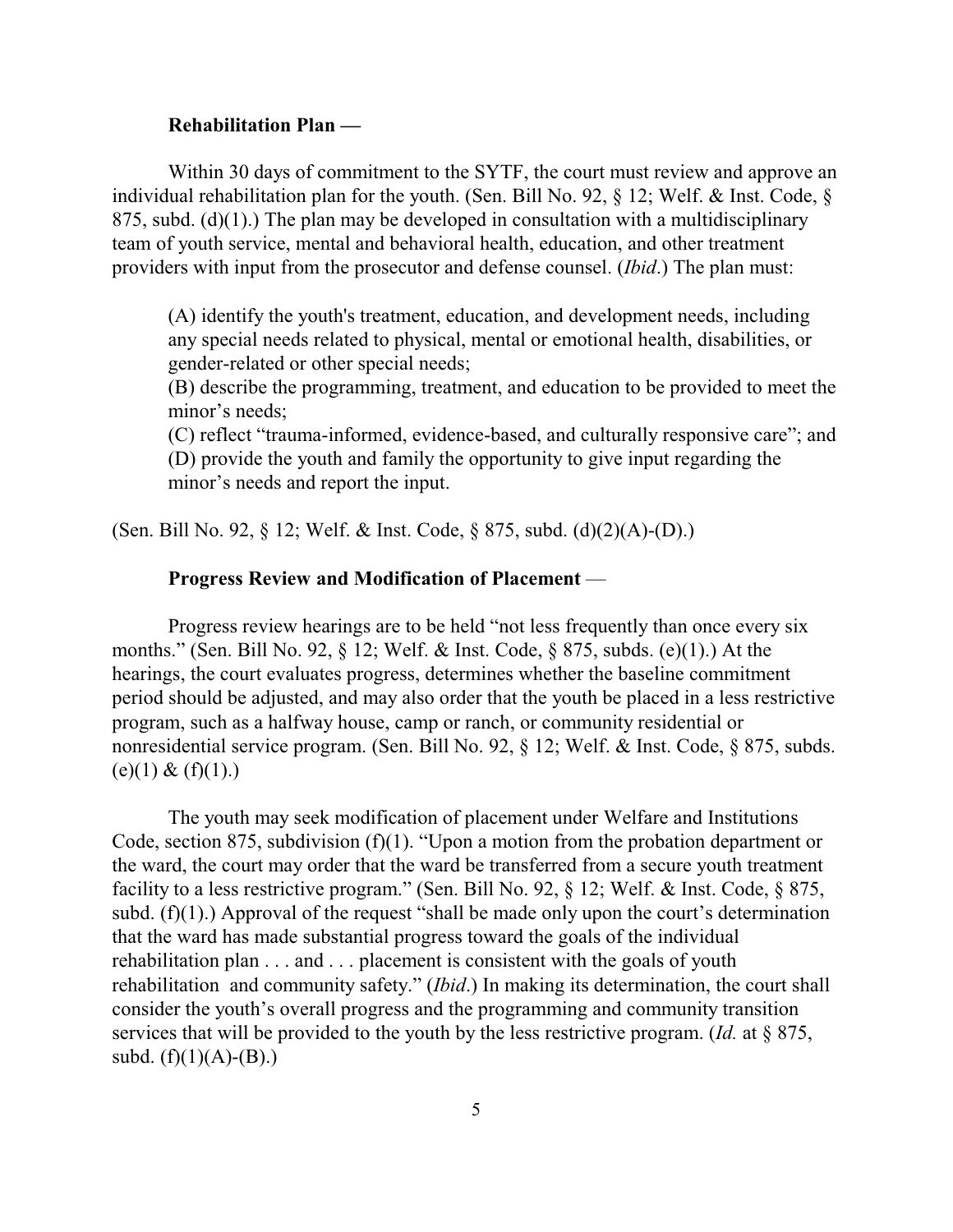**Rehabilitation Plan —**

Within 30 days of commitment to the SYTF, the court must review and approve an individual rehabilitation plan for the youth. (Sen. Bill No. 92, § 12; Welf. & Inst. Code, § 875, subd. (d)(1).) The plan may be developed in consultation with a multidisciplinary team of youth service, mental and behavioral health, education, and other treatment providers with input from the prosecutor and defense counsel. (*Ibid*.) The plan must:

> (A) identify the youth's treatment, education, and development needs, including any special needs related to physical, mental or emotional health, disabilities, or gender-related or other special needs;
> (B) describe the programming, treatment, and education to be provided to meet the minor's needs;
> (C) reflect "trauma-informed, evidence-based, and culturally responsive care"; and
> (D) provide the youth and family the opportunity to give input regarding the minor's needs and report the input.

(Sen. Bill No. 92, § 12; Welf. & Inst. Code, § 875, subd. (d)(2)(A)-(D).)

**Progress Review and Modification of Placement** —

Progress review hearings are to be held "not less frequently than once every six months." (Sen. Bill No. 92, § 12; Welf. & Inst. Code, § 875, subds. (e)(1).) At the hearings, the court evaluates progress, determines whether the baseline commitment period should be adjusted, and may also order that the youth be placed in a less restrictive program, such as a halfway house, camp or ranch, or community residential or nonresidential service program. (Sen. Bill No. 92, § 12; Welf. & Inst. Code, § 875, subds. (e)(1) & (f)(1).)

The youth may seek modification of placement under Welfare and Institutions Code, section 875, subdivision (f)(1). "Upon a motion from the probation department or the ward, the court may order that the ward be transferred from a secure youth treatment facility to a less restrictive program." (Sen. Bill No. 92, § 12; Welf. & Inst. Code, § 875, subd. (f)(1).) Approval of the request "shall be made only upon the court's determination that the ward has made substantial progress toward the goals of the individual rehabilitation plan . . . and . . . placement is consistent with the goals of youth rehabilitation and community safety." (*Ibid*.) In making its determination, the court shall consider the youth's overall progress and the programming and community transition services that will be provided to the youth by the less restrictive program. (*Id.* at § 875, subd. (f)(1)(A)-(B).)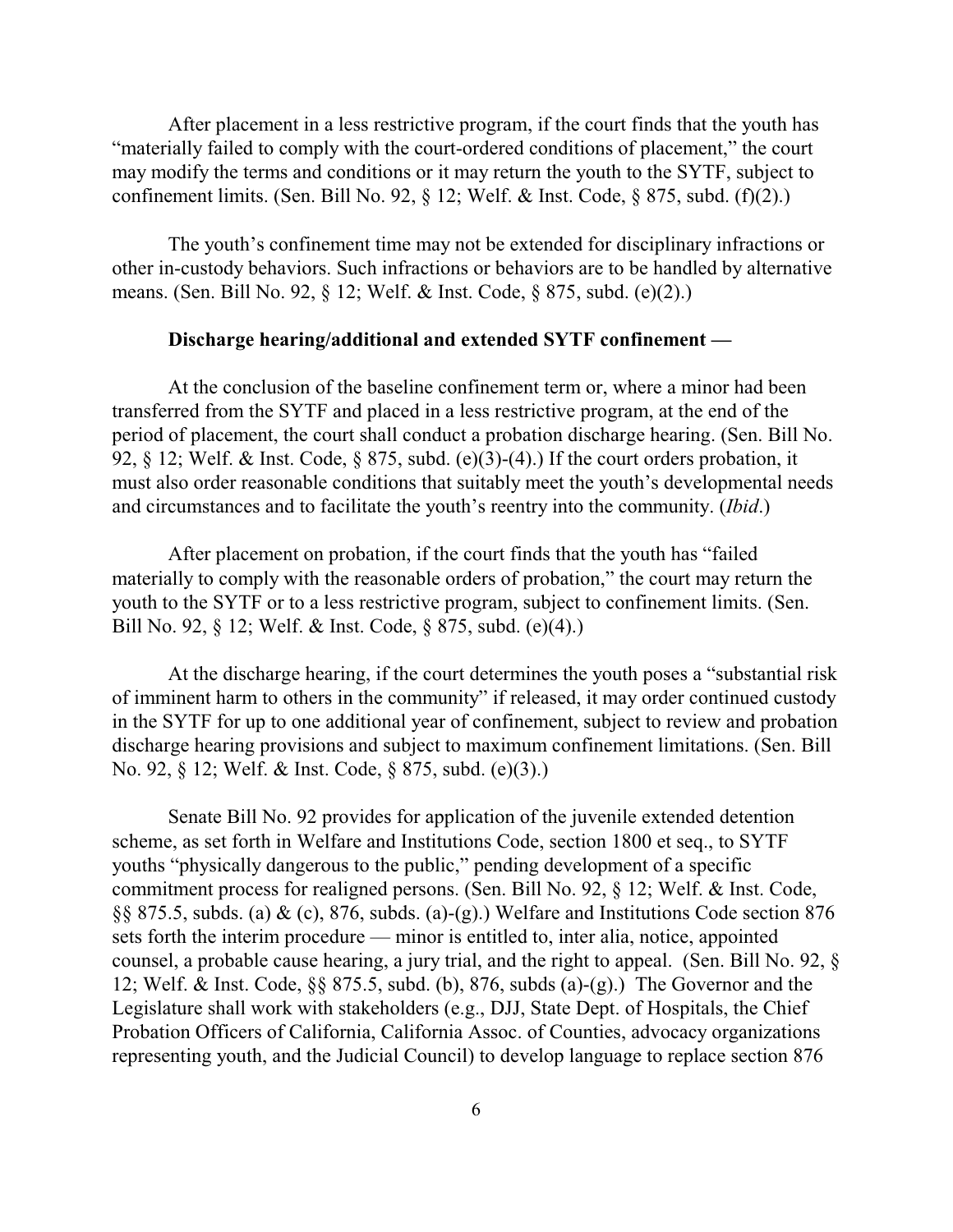After placement in a less restrictive program, if the court finds that the youth has "materially failed to comply with the court-ordered conditions of placement," the court may modify the terms and conditions or it may return the youth to the SYTF, subject to confinement limits. (Sen. Bill No. 92, § 12; Welf. & Inst. Code, § 875, subd. (f)(2).)

The youth's confinement time may not be extended for disciplinary infractions or other in-custody behaviors. Such infractions or behaviors are to be handled by alternative means. (Sen. Bill No. 92, § 12; Welf. & Inst. Code, § 875, subd. (e)(2).)

**Discharge hearing/additional and extended SYTF confinement —**

At the conclusion of the baseline confinement term or, where a minor had been transferred from the SYTF and placed in a less restrictive program, at the end of the period of placement, the court shall conduct a probation discharge hearing. (Sen. Bill No. 92, § 12; Welf. & Inst. Code, § 875, subd. (e)(3)-(4).) If the court orders probation, it must also order reasonable conditions that suitably meet the youth's developmental needs and circumstances and to facilitate the youth's reentry into the community. (*Ibid*.)

After placement on probation, if the court finds that the youth has "failed materially to comply with the reasonable orders of probation," the court may return the youth to the SYTF or to a less restrictive program, subject to confinement limits. (Sen. Bill No. 92, § 12; Welf. & Inst. Code, § 875, subd. (e)(4).)

At the discharge hearing, if the court determines the youth poses a "substantial risk of imminent harm to others in the community" if released, it may order continued custody in the SYTF for up to one additional year of confinement, subject to review and probation discharge hearing provisions and subject to maximum confinement limitations. (Sen. Bill No. 92, § 12; Welf. & Inst. Code, § 875, subd. (e)(3).)

Senate Bill No. 92 provides for application of the juvenile extended detention scheme, as set forth in Welfare and Institutions Code, section 1800 et seq., to SYTF youths "physically dangerous to the public," pending development of a specific commitment process for realigned persons. (Sen. Bill No. 92, § 12; Welf. & Inst. Code, §§ 875.5, subds. (a) & (c), 876, subds. (a)-(g).) Welfare and Institutions Code section 876 sets forth the interim procedure — minor is entitled to, inter alia, notice, appointed counsel, a probable cause hearing, a jury trial, and the right to appeal. (Sen. Bill No. 92, § 12; Welf. & Inst. Code, §§ 875.5, subd. (b), 876, subds (a)-(g).) The Governor and the Legislature shall work with stakeholders (e.g., DJJ, State Dept. of Hospitals, the Chief Probation Officers of California, California Assoc. of Counties, advocacy organizations representing youth, and the Judicial Council) to develop language to replace section 876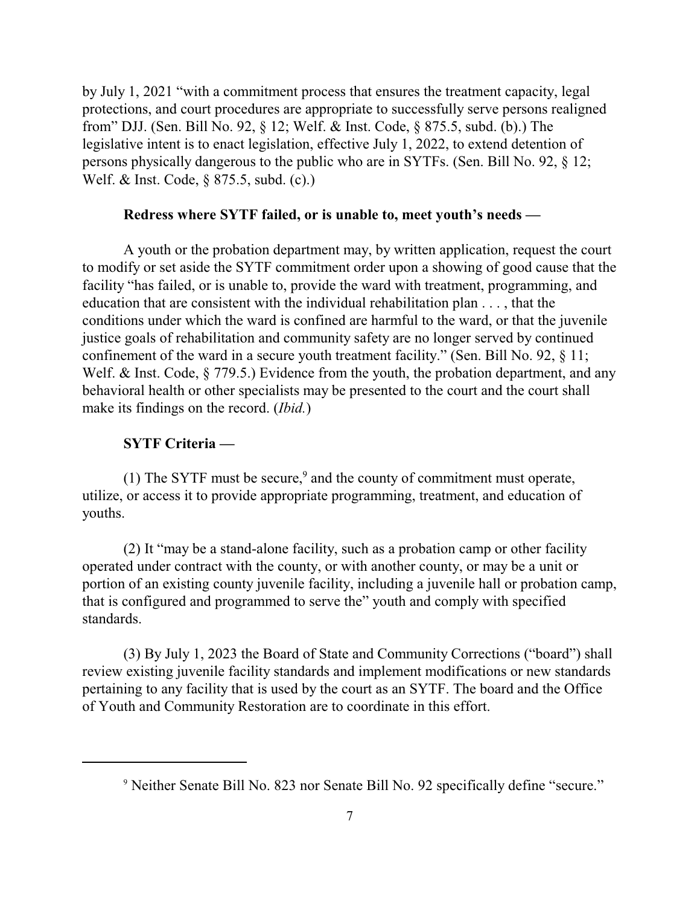by July 1, 2021 "with a commitment process that ensures the treatment capacity, legal protections, and court procedures are appropriate to successfully serve persons realigned from" DJJ. (Sen. Bill No. 92, § 12; Welf. & Inst. Code, § 875.5, subd. (b).) The legislative intent is to enact legislation, effective July 1, 2022, to extend detention of persons physically dangerous to the public who are in SYTFs. (Sen. Bill No. 92, § 12; Welf. & Inst. Code, § 875.5, subd. (c).)

**Redress where SYTF failed, or is unable to, meet youth's needs —**

A youth or the probation department may, by written application, request the court to modify or set aside the SYTF commitment order upon a showing of good cause that the facility "has failed, or is unable to, provide the ward with treatment, programming, and education that are consistent with the individual rehabilitation plan . . . , that the conditions under which the ward is confined are harmful to the ward, or that the juvenile justice goals of rehabilitation and community safety are no longer served by continued confinement of the ward in a secure youth treatment facility." (Sen. Bill No. 92, § 11; Welf. & Inst. Code, § 779.5.) Evidence from the youth, the probation department, and any behavioral health or other specialists may be presented to the court and the court shall make its findings on the record. (*Ibid.*)

**SYTF Criteria —**

(1) The SYTF must be secure,[9] and the county of commitment must operate, utilize, or access it to provide appropriate programming, treatment, and education of youths.

(2) It "may be a stand-alone facility, such as a probation camp or other facility operated under contract with the county, or with another county, or may be a unit or portion of an existing county juvenile facility, including a juvenile hall or probation camp, that is configured and programmed to serve the" youth and comply with specified standards.

(3) By July 1, 2023 the Board of State and Community Corrections ("board") shall review existing juvenile facility standards and implement modifications or new standards pertaining to any facility that is used by the court as an SYTF. The board and the Office of Youth and Community Restoration are to coordinate in this effort.

---

[9] Neither Senate Bill No. 823 nor Senate Bill No. 92 specifically define "secure."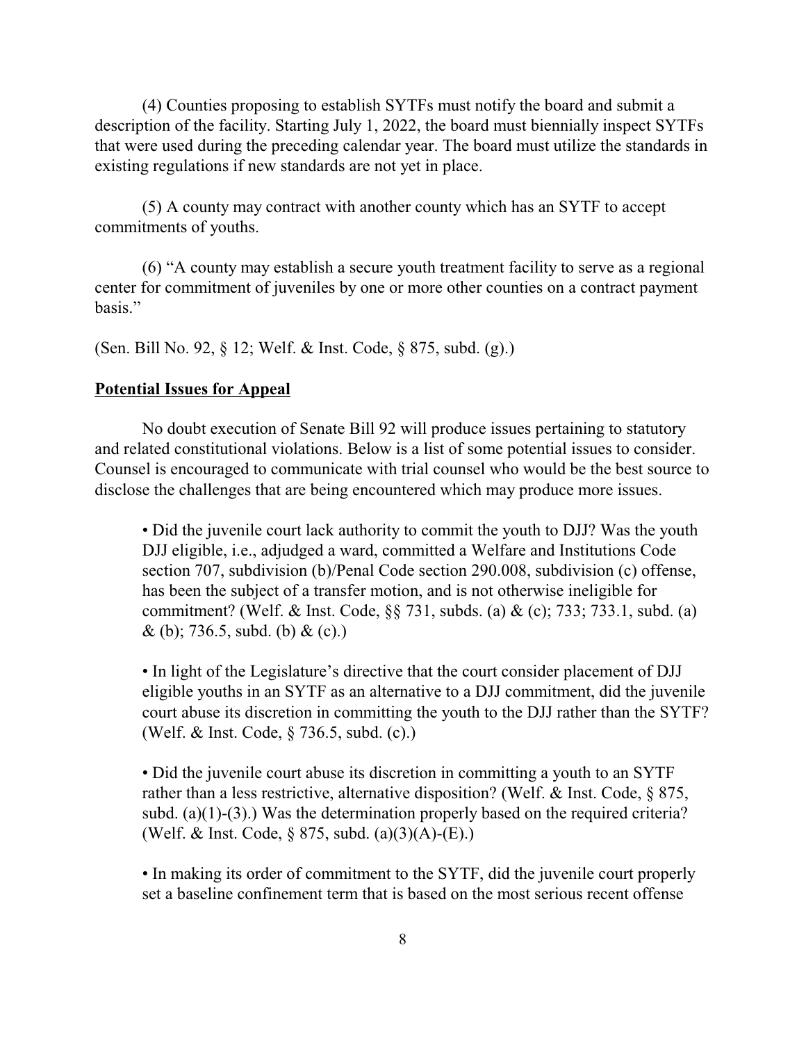(4) Counties proposing to establish SYTFs must notify the board and submit a description of the facility. Starting July 1, 2022, the board must biennially inspect SYTFs that were used during the preceding calendar year. The board must utilize the standards in existing regulations if new standards are not yet in place.

(5) A county may contract with another county which has an SYTF to accept commitments of youths.

(6) "A county may establish a secure youth treatment facility to serve as a regional center for commitment of juveniles by one or more other counties on a contract payment basis."

(Sen. Bill No. 92, § 12; Welf. & Inst. Code, § 875, subd. (g).)

**Potential Issues for Appeal**

No doubt execution of Senate Bill 92 will produce issues pertaining to statutory and related constitutional violations. Below is a list of some potential issues to consider. Counsel is encouraged to communicate with trial counsel who would be the best source to disclose the challenges that are being encountered which may produce more issues.

- Did the juvenile court lack authority to commit the youth to DJJ? Was the youth DJJ eligible, i.e., adjudged a ward, committed a Welfare and Institutions Code section 707, subdivision (b)/Penal Code section 290.008, subdivision (c) offense, has been the subject of a transfer motion, and is not otherwise ineligible for commitment? (Welf. & Inst. Code, §§ 731, subds. (a) & (c); 733; 733.1, subd. (a) & (b); 736.5, subd. (b) & (c).)

- In light of the Legislature's directive that the court consider placement of DJJ eligible youths in an SYTF as an alternative to a DJJ commitment, did the juvenile court abuse its discretion in committing the youth to the DJJ rather than the SYTF? (Welf. & Inst. Code, § 736.5, subd. (c).)

- Did the juvenile court abuse its discretion in committing a youth to an SYTF rather than a less restrictive, alternative disposition? (Welf. & Inst. Code, § 875, subd. (a)(1)-(3).) Was the determination properly based on the required criteria? (Welf. & Inst. Code, § 875, subd. (a)(3)(A)-(E).)

- In making its order of commitment to the SYTF, did the juvenile court properly set a baseline confinement term that is based on the most serious recent offense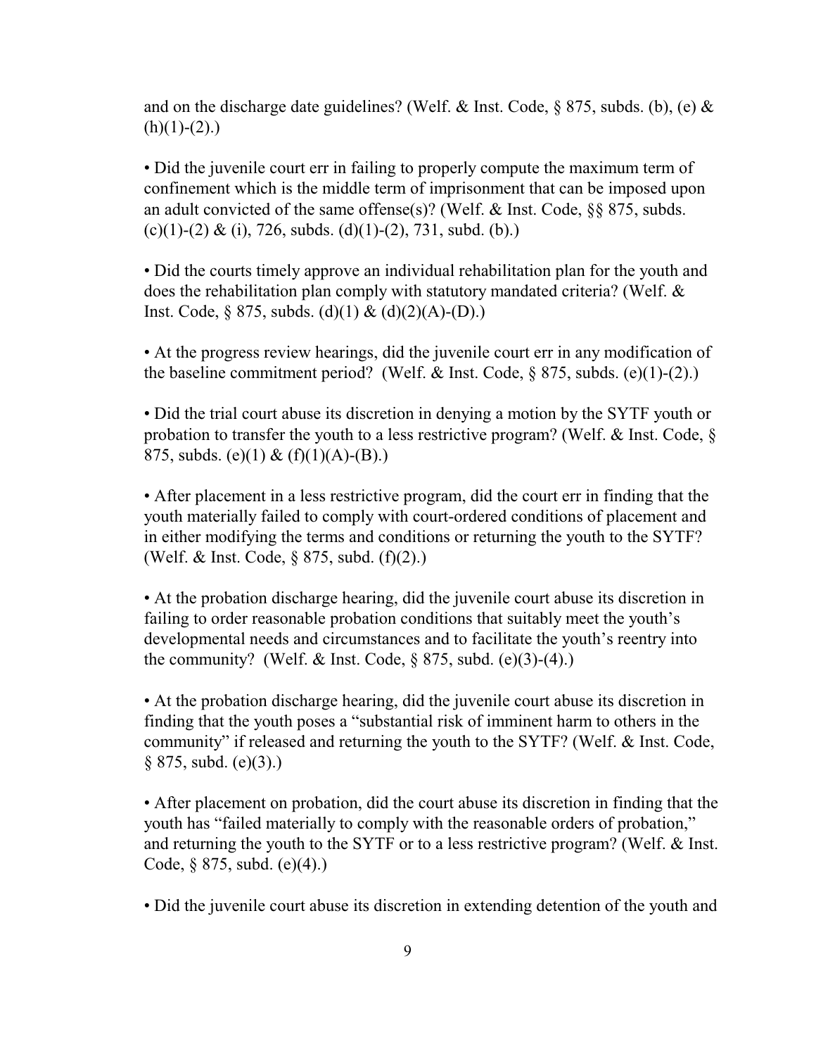and on the discharge date guidelines? (Welf. & Inst. Code, § 875, subds. (b), (e) & (h)(1)-(2).)

• Did the juvenile court err in failing to properly compute the maximum term of confinement which is the middle term of imprisonment that can be imposed upon an adult convicted of the same offense(s)? (Welf. & Inst. Code, §§ 875, subds. (c)(1)-(2) & (i), 726, subds. (d)(1)-(2), 731, subd. (b).)

• Did the courts timely approve an individual rehabilitation plan for the youth and does the rehabilitation plan comply with statutory mandated criteria? (Welf. & Inst. Code, § 875, subds. (d)(1) & (d)(2)(A)-(D).)

• At the progress review hearings, did the juvenile court err in any modification of the baseline commitment period? (Welf. & Inst. Code, § 875, subds. (e)(1)-(2).)

• Did the trial court abuse its discretion in denying a motion by the SYTF youth or probation to transfer the youth to a less restrictive program? (Welf. & Inst. Code, § 875, subds. (e)(1) & (f)(1)(A)-(B).)

• After placement in a less restrictive program, did the court err in finding that the youth materially failed to comply with court-ordered conditions of placement and in either modifying the terms and conditions or returning the youth to the SYTF? (Welf. & Inst. Code, § 875, subd. (f)(2).)

• At the probation discharge hearing, did the juvenile court abuse its discretion in failing to order reasonable probation conditions that suitably meet the youth's developmental needs and circumstances and to facilitate the youth's reentry into the community? (Welf. & Inst. Code, § 875, subd. (e)(3)-(4).)

• At the probation discharge hearing, did the juvenile court abuse its discretion in finding that the youth poses a "substantial risk of imminent harm to others in the community" if released and returning the youth to the SYTF? (Welf. & Inst. Code, § 875, subd. (e)(3).)

• After placement on probation, did the court abuse its discretion in finding that the youth has "failed materially to comply with the reasonable orders of probation," and returning the youth to the SYTF or to a less restrictive program? (Welf. & Inst. Code, § 875, subd. (e)(4).)

• Did the juvenile court abuse its discretion in extending detention of the youth and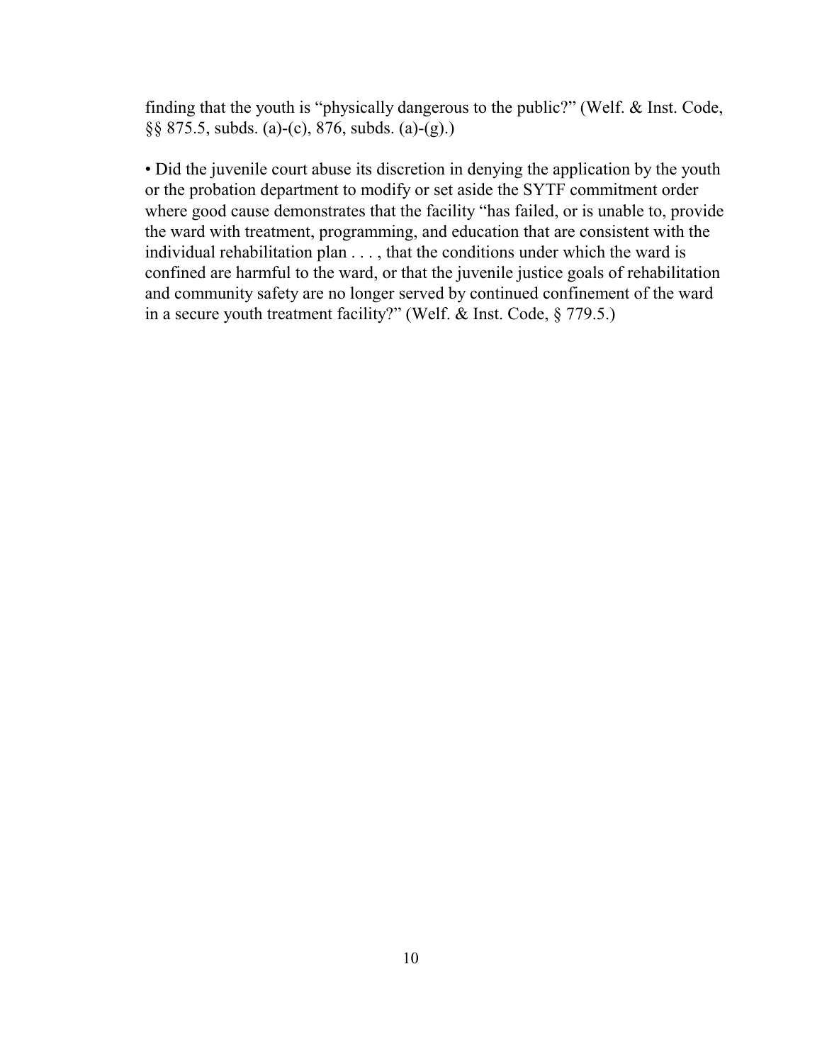finding that the youth is "physically dangerous to the public?" (Welf. & Inst. Code, §§ 875.5, subds. (a)-(c), 876, subds. (a)-(g).)

• Did the juvenile court abuse its discretion in denying the application by the youth or the probation department to modify or set aside the SYTF commitment order where good cause demonstrates that the facility "has failed, or is unable to, provide the ward with treatment, programming, and education that are consistent with the individual rehabilitation plan . . . , that the conditions under which the ward is confined are harmful to the ward, or that the juvenile justice goals of rehabilitation and community safety are no longer served by continued confinement of the ward in a secure youth treatment facility?" (Welf. & Inst. Code, § 779.5.)